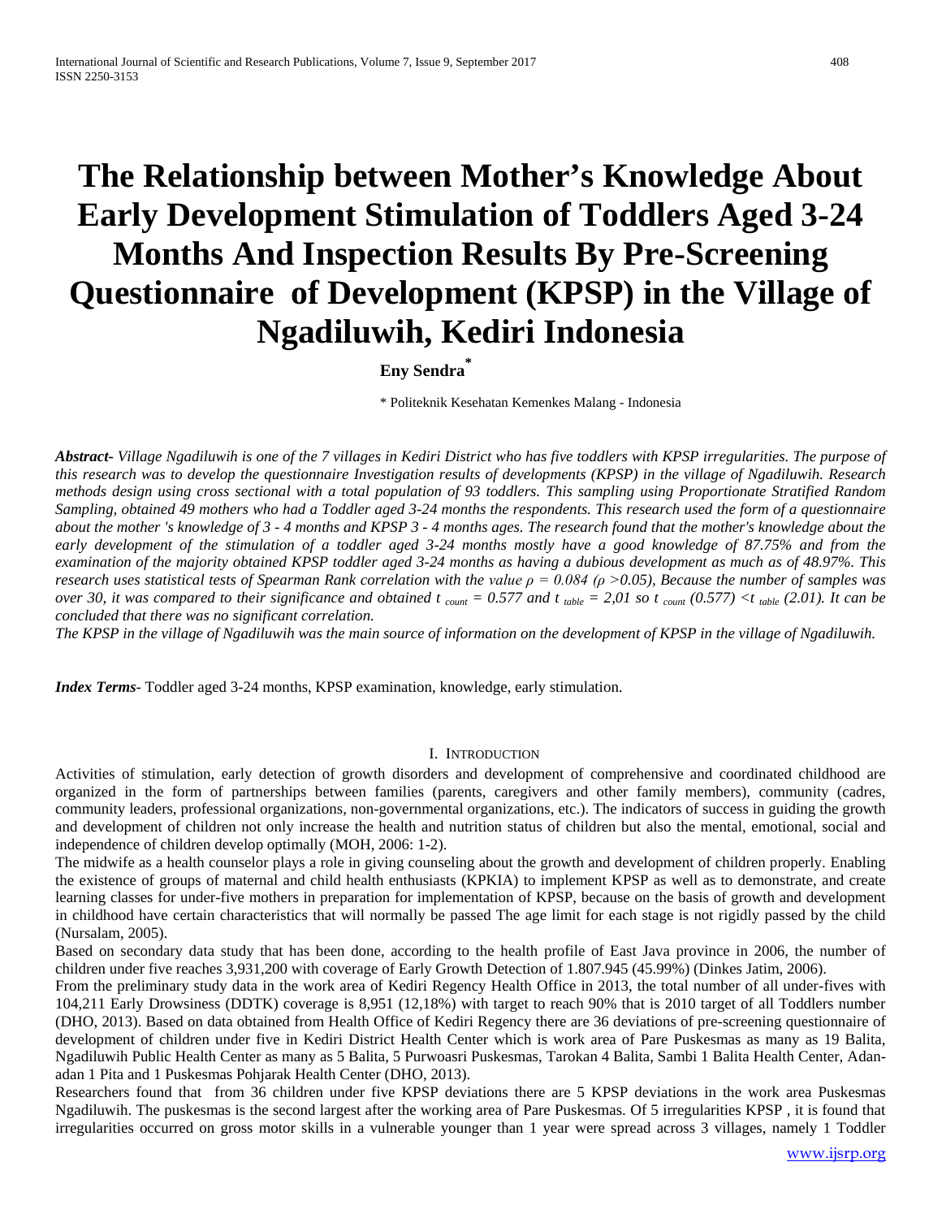# The Relationship between Mother's Knowledge About Early Development Stimulation of Toddlers Aged 3-24 Months And Inspection Results By Pre-Screening Questionnaire of Development (KPSP) in the Village of Ngadiluwih, Kediri Indonesia

**Eny Sendra***

\* Politeknik Kesehatan Kemenkes Malang - Indonesia

***Abstract-*** *Village Ngadiluwih is one of the 7 villages in Kediri District who has five toddlers with KPSP irregularities. The purpose of this research was to develop the questionnaire Investigation results of developments (KPSP) in the village of Ngadiluwih. Research methods design using cross sectional with a total population of 93 toddlers. This sampling using Proportionate Stratified Random Sampling, obtained 49 mothers who had a Toddler aged 3-24 months the respondents. This research used the form of a questionnaire about the mother 's knowledge of 3 - 4 months and KPSP 3 - 4 months ages. The research found that the mother's knowledge about the early development of the stimulation of a toddler aged 3-24 months mostly have a good knowledge of 87.75% and from the examination of the majority obtained KPSP toddler aged 3-24 months as having a dubious development as much as of 48.97%. This research uses statistical tests of Spearman Rank correlation with the value $\rho = 0.084$ ($\rho > 0.05$), Because the number of samples was over 30, it was compared to their significance and obtained $t_{count} = 0.577$ and $t_{table} = 2{,}01$ so $t_{count}$ (0.577) < $t_{table}$ (2.01). It can be concluded that there was no significant correlation.*

*The KPSP in the village of Ngadiluwih was the main source of information on the development of KPSP in the village of Ngadiluwih.*

***Index Terms***- Toddler aged 3-24 months, KPSP examination, knowledge, early stimulation.

## I. Introduction

Activities of stimulation, early detection of growth disorders and development of comprehensive and coordinated childhood are organized in the form of partnerships between families (parents, caregivers and other family members), community (cadres, community leaders, professional organizations, non-governmental organizations, etc.). The indicators of success in guiding the growth and development of children not only increase the health and nutrition status of children but also the mental, emotional, social and independence of children develop optimally (MOH, 2006: 1-2).

The midwife as a health counselor plays a role in giving counseling about the growth and development of children properly. Enabling the existence of groups of maternal and child health enthusiasts (KPKIA) to implement KPSP as well as to demonstrate, and create learning classes for under-five mothers in preparation for implementation of KPSP, because on the basis of growth and development in childhood have certain characteristics that will normally be passed The age limit for each stage is not rigidly passed by the child (Nursalam, 2005).

Based on secondary data study that has been done, according to the health profile of East Java province in 2006, the number of children under five reaches 3,931,200 with coverage of Early Growth Detection of 1.807.945 (45.99%) (Dinkes Jatim, 2006).

From the preliminary study data in the work area of Kediri Regency Health Office in 2013, the total number of all under-fives with 104,211 Early Drowsiness (DDTK) coverage is 8,951 (12,18%) with target to reach 90% that is 2010 target of all Toddlers number (DHO, 2013). Based on data obtained from Health Office of Kediri Regency there are 36 deviations of pre-screening questionnaire of development of children under five in Kediri District Health Center which is work area of Pare Puskesmas as many as 19 Balita, Ngadiluwih Public Health Center as many as 5 Balita, 5 Purwoasri Puskesmas, Tarokan 4 Balita, Sambi 1 Balita Health Center, Adan-adan 1 Pita and 1 Puskesmas Pohjarak Health Center (DHO, 2013).

Researchers found that from 36 children under five KPSP deviations there are 5 KPSP deviations in the work area Puskesmas Ngadiluwih. The puskesmas is the second largest after the working area of Pare Puskesmas. Of 5 irregularities KPSP , it is found that irregularities occurred on gross motor skills in a vulnerable younger than 1 year were spread across 3 villages, namely 1 Toddler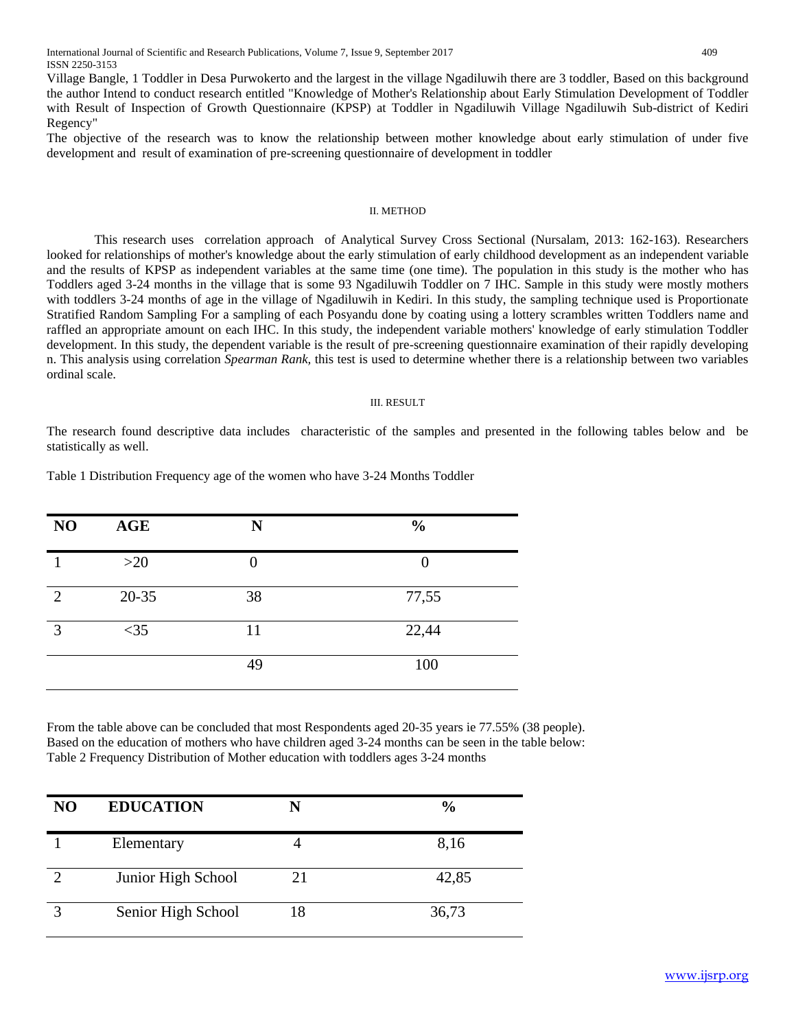Village Bangle, 1 Toddler in Desa Purwokerto and the largest in the village Ngadiluwih there are 3 toddler, Based on this background the author Intend to conduct research entitled "Knowledge of Mother's Relationship about Early Stimulation Development of Toddler with Result of Inspection of Growth Questionnaire (KPSP) at Toddler in Ngadiluwih Village Ngadiluwih Sub-district of Kediri Regency"

The objective of the research was to know the relationship between mother knowledge about early stimulation of under five development and result of examination of pre-screening questionnaire of development in toddler

## II. METHOD

This research uses correlation approach of Analytical Survey Cross Sectional (Nursalam, 2013: 162-163). Researchers looked for relationships of mother's knowledge about the early stimulation of early childhood development as an independent variable and the results of KPSP as independent variables at the same time (one time). The population in this study is the mother who has Toddlers aged 3-24 months in the village that is some 93 Ngadiluwih Toddler on 7 IHC. Sample in this study were mostly mothers with toddlers 3-24 months of age in the village of Ngadiluwih in Kediri. In this study, the sampling technique used is Proportionate Stratified Random Sampling For a sampling of each Posyandu done by coating using a lottery scrambles written Toddlers name and raffled an appropriate amount on each IHC. In this study, the independent variable mothers' knowledge of early stimulation Toddler development. In this study, the dependent variable is the result of pre-screening questionnaire examination of their rapidly developing n. This analysis using correlation *Spearman Rank*, this test is used to determine whether there is a relationship between two variables ordinal scale.

## III. RESULT

The research found descriptive data includes characteristic of the samples and presented in the following tables below and be statistically as well.

Table 1 Distribution Frequency age of the women who have 3-24 Months Toddler

| NO | AGE | N | % |
|---|---|---|---|
| 1 | >20 | 0 | 0 |
| 2 | 20-35 | 38 | 77,55 |
| 3 | <35 | 11 | 22,44 |
| | | 49 | 100 |

From the table above can be concluded that most Respondents aged 20-35 years ie 77.55% (38 people).
Based on the education of mothers who have children aged 3-24 months can be seen in the table below:
Table 2 Frequency Distribution of Mother education with toddlers ages 3-24 months

| NO | EDUCATION | N | % |
|---|---|---|---|
| 1 | Elementary | 4 | 8,16 |
| 2 | Junior High School | 21 | 42,85 |
| 3 | Senior High School | 18 | 36,73 |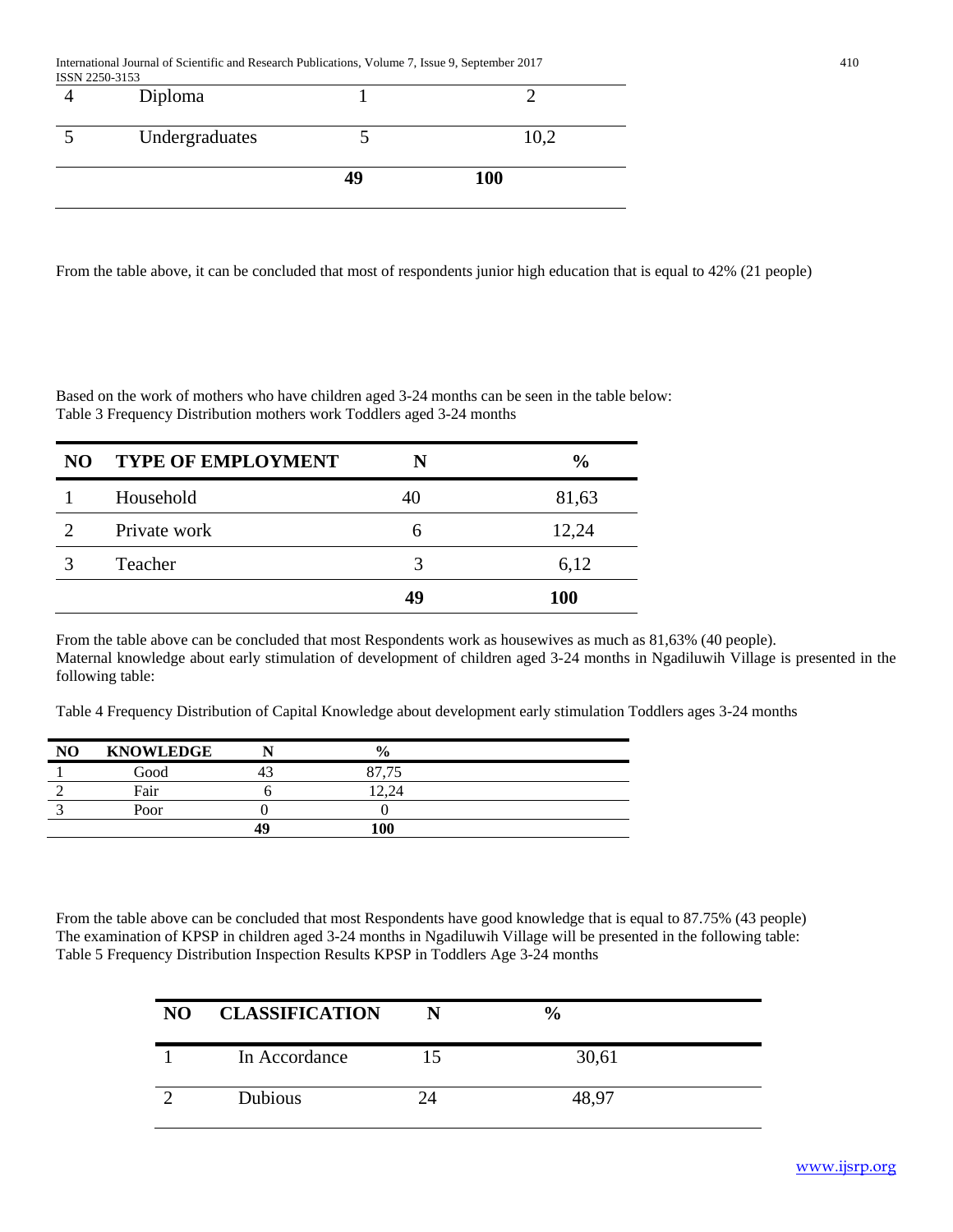| | | | |
|---|---|---|---|
| 4 | Diploma | 1 | 2 |
| 5 | Undergraduates | 5 | 10,2 |
| | | **49** | **100** |

From the table above, it can be concluded that most of respondents junior high education that is equal to 42% (21 people)

Based on the work of mothers who have children aged 3-24 months can be seen in the table below:
Table 3 Frequency Distribution mothers work Toddlers aged 3-24 months

| NO | TYPE OF EMPLOYMENT | N | % |
|---|---|---|---|
| 1 | Household | 40 | 81,63 |
| 2 | Private work | 6 | 12,24 |
| 3 | Teacher | 3 | 6,12 |
| | | **49** | **100** |

From the table above can be concluded that most Respondents work as housewives as much as 81,63% (40 people).
Maternal knowledge about early stimulation of development of children aged 3-24 months in Ngadiluwih Village is presented in the following table:

Table 4 Frequency Distribution of Capital Knowledge about development early stimulation Toddlers ages 3-24 months

| NO | KNOWLEDGE | N | % |
|---|---|---|---|
| 1 | Good | 43 | 87,75 |
| 2 | Fair | 6 | 12,24 |
| 3 | Poor | 0 | 0 |
| | | **49** | **100** |

From the table above can be concluded that most Respondents have good knowledge that is equal to 87.75% (43 people)
The examination of KPSP in children aged 3-24 months in Ngadiluwih Village will be presented in the following table:
Table 5 Frequency Distribution Inspection Results KPSP in Toddlers Age 3-24 months

| NO | CLASSIFICATION | N | % |
|---|---|---|---|
| 1 | In Accordance | 15 | 30,61 |
| 2 | Dubious | 24 | 48,97 |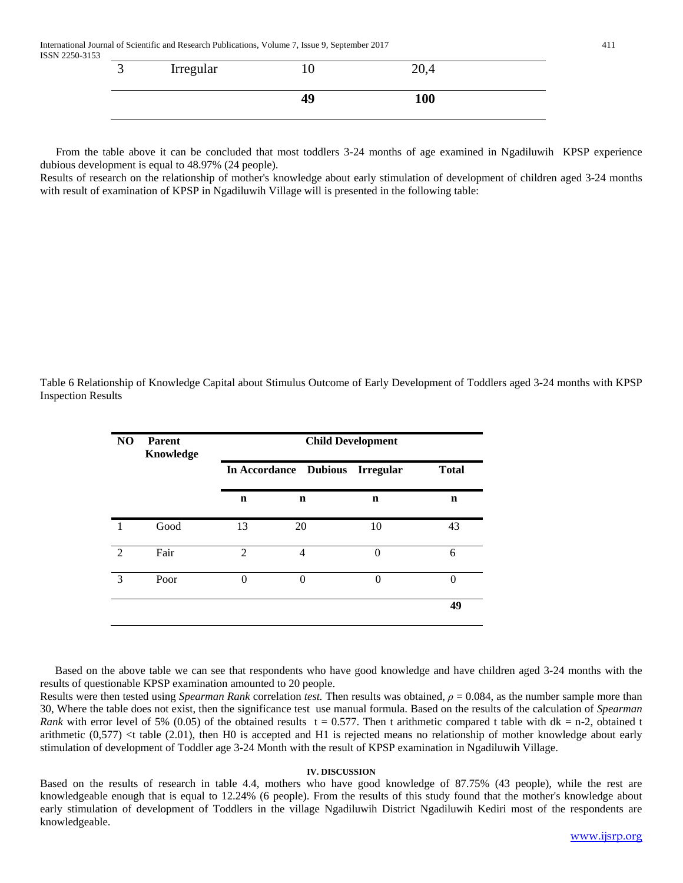| | | | |
|---|---|---|---|
| 3 | Irregular | 10 | 20,4 |
| | | **49** | **100** |

From the table above it can be concluded that most toddlers 3-24 months of age examined in Ngadiluwih KPSP experience dubious development is equal to 48.97% (24 people).

Results of research on the relationship of mother's knowledge about early stimulation of development of children aged 3-24 months with result of examination of KPSP in Ngadiluwih Village will is presented in the following table:

Table 6 Relationship of Knowledge Capital about Stimulus Outcome of Early Development of Toddlers aged 3-24 months with KPSP Inspection Results

| NO | Parent Knowledge | Child Development | | | |
|---|---|---|---|---|---|
| | | In Accordance | Dubious | Irregular | Total |
| | | n | n | n | n |
| 1 | Good | 13 | 20 | 10 | 43 |
| 2 | Fair | 2 | 4 | 0 | 6 |
| 3 | Poor | 0 | 0 | 0 | 0 |
| | | | | | **49** |

Based on the above table we can see that respondents who have good knowledge and have children aged 3-24 months with the results of questionable KPSP examination amounted to 20 people.

Results were then tested using *Spearman Rank* correlation *test.* Then results was obtained, $\rho = 0.084$, as the number sample more than 30, Where the table does not exist, then the significance test use manual formula. Based on the results of the calculation of *Spearman Rank* with error level of 5% (0.05) of the obtained results $t = 0.577$. Then t arithmetic compared t table with $dk = n-2$, obtained t arithmetic (0,577) <t table (2.01), then H0 is accepted and H1 is rejected means no relationship of mother knowledge about early stimulation of development of Toddler age 3-24 Month with the result of KPSP examination in Ngadiluwih Village.

## IV. DISCUSSION

Based on the results of research in table 4.4, mothers who have good knowledge of 87.75% (43 people), while the rest are knowledgeable enough that is equal to 12.24% (6 people). From the results of this study found that the mother's knowledge about early stimulation of development of Toddlers in the village Ngadiluwih District Ngadiluwih Kediri most of the respondents are knowledgeable.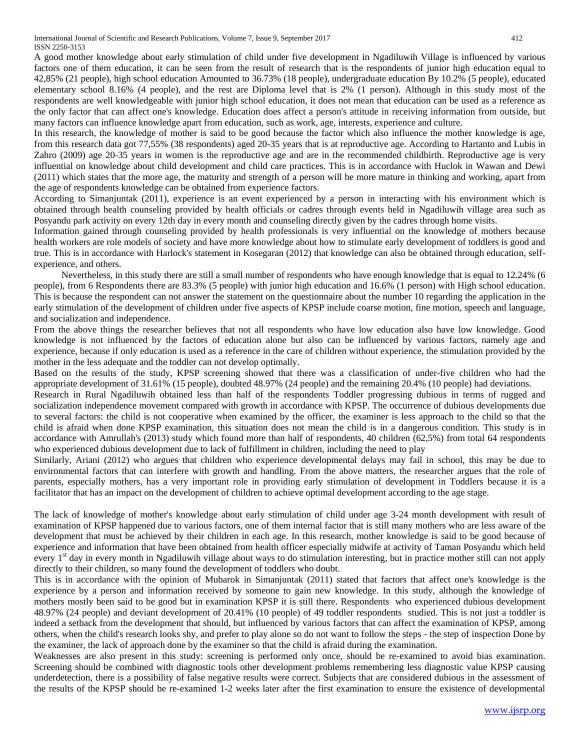A good mother knowledge about early stimulation of child under five development in Ngadiluwih Village is influenced by various factors one of them education, it can be seen from the result of research that is the respondents of junior high education equal to 42,85% (21 people), high school education Amounted to 36.73% (18 people), undergraduate education By 10.2% (5 people), educated elementary school 8.16% (4 people), and the rest are Diploma level that is 2% (1 person). Although in this study most of the respondents are well knowledgeable with junior high school education, it does not mean that education can be used as a reference as the only factor that can affect one's knowledge. Education does affect a person's attitude in receiving information from outside, but many factors can influence knowledge apart from education, such as work, age, interests, experience and culture.

In this research, the knowledge of mother is said to be good because the factor which also influence the mother knowledge is age, from this research data got 77,55% (38 respondents) aged 20-35 years that is at reproductive age. According to Hartanto and Lubis in Zahro (2009) age 20-35 years in women is the reproductive age and are in the recommended childbirth. Reproductive age is very influential on knowledge about child development and child care practices. This is in accordance with Huclok in Wawan and Dewi (2011) which states that the more age, the maturity and strength of a person will be more mature in thinking and working, apart from the age of respondents knowledge can be obtained from experience factors.

According to Simanjuntak (2011), experience is an event experienced by a person in interacting with his environment which is obtained through health counseling provided by health officials or cadres through events held in Ngadiluwih village area such as Posyandu park activity on every 12th day in every month and counseling directly given by the cadres through home visits.

Information gained through counseling provided by health professionals is very influential on the knowledge of mothers because health workers are role models of society and have more knowledge about how to stimulate early development of toddlers is good and true. This is in accordance with Harlock's statement in Kosegaran (2012) that knowledge can also be obtained through education, self-experience, and others.

Nevertheless, in this study there are still a small number of respondents who have enough knowledge that is equal to 12.24% (6 people), from 6 Respondents there are 83.3% (5 people) with junior high education and 16.6% (1 person) with High school education. This is because the respondent can not answer the statement on the questionnaire about the number 10 regarding the application in the early stimulation of the development of children under five aspects of KPSP include coarse motion, fine motion, speech and language, and socialization and independence.

From the above things the researcher believes that not all respondents who have low education also have low knowledge. Good knowledge is not influenced by the factors of education alone but also can be influenced by various factors, namely age and experience, because if only education is used as a reference in the care of children without experience, the stimulation provided by the mother in the less adequate and the toddler can not develop optimally.

Based on the results of the study, KPSP screening showed that there was a classification of under-five children who had the appropriate development of 31.61% (15 people), doubted 48.97% (24 people) and the remaining 20.4% (10 people) had deviations.

Research in Rural Ngadiluwih obtained less than half of the respondents Toddler progressing dubious in terms of rugged and socialization independence movement compared with growth in accordance with KPSP. The occurrence of dubious developments due to several factors: the child is not cooperative when examined by the officer, the examiner is less approach to the child so that the child is afraid when done KPSP examination, this situation does not mean the child is in a dangerous condition. This study is in accordance with Amrullah's (2013) study which found more than half of respondents, 40 children (62,5%) from total 64 respondents who experienced dubious development due to lack of fulfillment in children, including the need to play

Similarly, Ariani (2012) who argues that children who experience developmental delays may fail in school, this may be due to environmental factors that can interfere with growth and handling. From the above matters, the researcher argues that the role of parents, especially mothers, has a very important role in providing early stimulation of development in Toddlers because it is a facilitator that has an impact on the development of children to achieve optimal development according to the age stage.

The lack of knowledge of mother's knowledge about early stimulation of child under age 3-24 month development with result of examination of KPSP happened due to various factors, one of them internal factor that is still many mothers who are less aware of the development that must be achieved by their children in each age. In this research, mother knowledge is said to be good because of experience and information that have been obtained from health officer especially midwife at activity of Taman Posyandu which held every 1st day in every month in Ngadiluwih village about ways to do stimulation interesting, but in practice mother still can not apply directly to their children, so many found the development of toddlers who doubt.

This is in accordance with the opinion of Mubarok in Simanjuntak (2011) stated that factors that affect one's knowledge is the experience by a person and information received by someone to gain new knowledge. In this study, although the knowledge of mothers mostly been said to be good but in examination KPSP it is still there. Respondents who experienced dubious development 48.97% (24 people) and deviant development of 20.41% (10 people) of 49 toddler respondents studied. This is not just a toddler is indeed a setback from the development that should, but influenced by various factors that can affect the examination of KPSP, among others, when the child's research looks shy, and prefer to play alone so do not want to follow the steps - the step of inspection Done by the examiner, the lack of approach done by the examiner so that the child is afraid during the examination.

Weaknesses are also present in this study: screening is performed only once, should be re-examined to avoid bias examination. Screening should be combined with diagnostic tools other development problems remembering less diagnostic value KPSP causing underdetection, there is a possibility of false negative results were correct. Subjects that are considered dubious in the assessment of the results of the KPSP should be re-examined 1-2 weeks later after the first examination to ensure the existence of developmental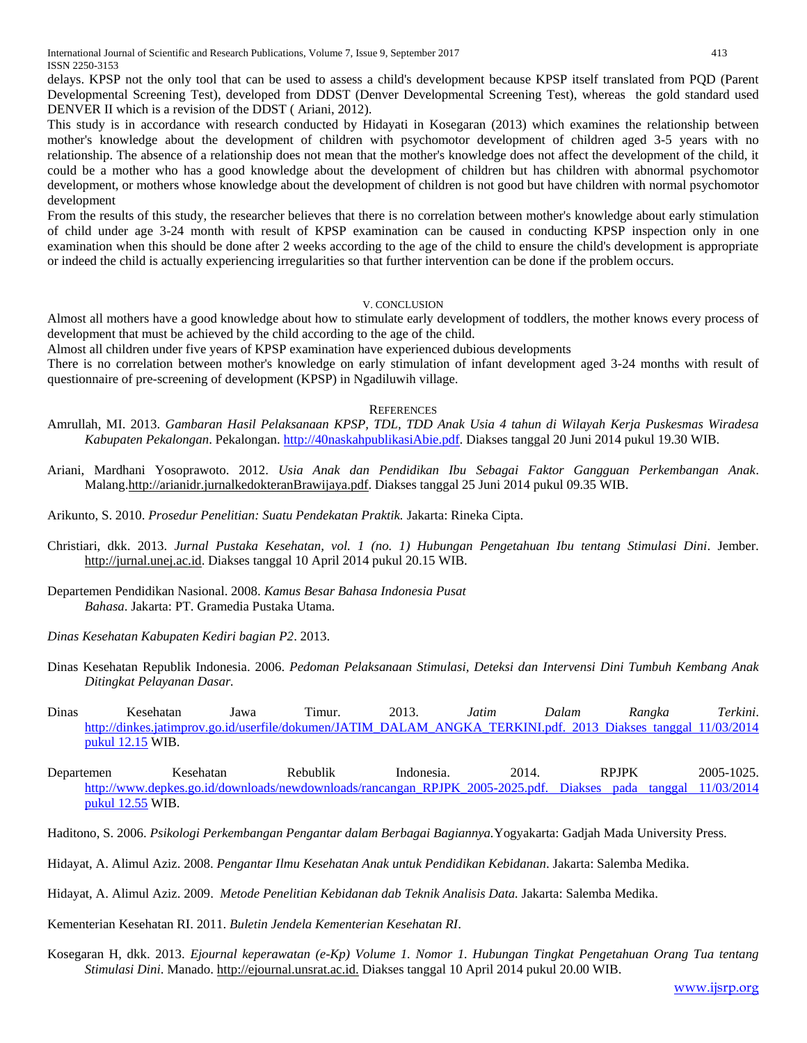delays. KPSP not the only tool that can be used to assess a child's development because KPSP itself translated from PQD (Parent Developmental Screening Test), developed from DDST (Denver Developmental Screening Test), whereas the gold standard used DENVER II which is a revision of the DDST ( Ariani, 2012).

This study is in accordance with research conducted by Hidayati in Kosegaran (2013) which examines the relationship between mother's knowledge about the development of children with psychomotor development of children aged 3-5 years with no relationship. The absence of a relationship does not mean that the mother's knowledge does not affect the development of the child, it could be a mother who has a good knowledge about the development of children but has children with abnormal psychomotor development, or mothers whose knowledge about the development of children is not good but have children with normal psychomotor development

From the results of this study, the researcher believes that there is no correlation between mother's knowledge about early stimulation of child under age 3-24 month with result of KPSP examination can be caused in conducting KPSP inspection only in one examination when this should be done after 2 weeks according to the age of the child to ensure the child's development is appropriate or indeed the child is actually experiencing irregularities so that further intervention can be done if the problem occurs.

## V. CONCLUSION

Almost all mothers have a good knowledge about how to stimulate early development of toddlers, the mother knows every process of development that must be achieved by the child according to the age of the child.

Almost all children under five years of KPSP examination have experienced dubious developments

There is no correlation between mother's knowledge on early stimulation of infant development aged 3-24 months with result of questionnaire of pre-screening of development (KPSP) in Ngadiluwih village.

## REFERENCES

Amrullah, MI. 2013. *Gambaran Hasil Pelaksanaan KPSP, TDL, TDD Anak Usia 4 tahun di Wilayah Kerja Puskesmas Wiradesa Kabupaten Pekalongan*. Pekalongan. http://40naskahpublikasiAbie.pdf. Diakses tanggal 20 Juni 2014 pukul 19.30 WIB.

Ariani, Mardhani Yosoprawoto. 2012. *Usia Anak dan Pendidikan Ibu Sebagai Faktor Gangguan Perkembangan Anak*. Malang.http://arianidr.jurnalkedokteranBrawijaya.pdf. Diakses tanggal 25 Juni 2014 pukul 09.35 WIB.

Arikunto, S. 2010. *Prosedur Penelitian: Suatu Pendekatan Praktik.* Jakarta: Rineka Cipta.

Christiari, dkk. 2013. *Jurnal Pustaka Kesehatan, vol. 1 (no. 1) Hubungan Pengetahuan Ibu tentang Stimulasi Dini*. Jember. http://jurnal.unej.ac.id. Diakses tanggal 10 April 2014 pukul 20.15 WIB.

Departemen Pendidikan Nasional. 2008. *Kamus Besar Bahasa Indonesia Pusat Bahasa*. Jakarta: PT. Gramedia Pustaka Utama.

*Dinas Kesehatan Kabupaten Kediri bagian P2*. 2013.

Dinas Kesehatan Republik Indonesia. 2006. *Pedoman Pelaksanaan Stimulasi, Deteksi dan Intervensi Dini Tumbuh Kembang Anak Ditingkat Pelayanan Dasar.*

Dinas Kesehatan Jawa Timur. 2013. *Jatim Dalam Rangka Terkini*. http://dinkes.jatimprov.go.id/userfile/dokumen/JATIM_DALAM_ANGKA_TERKINI.pdf. 2013 Diakses tanggal 11/03/2014 pukul 12.15 WIB.

Departemen Kesehatan Rebublik Indonesia. 2014. RPJPK 2005-1025. http://www.depkes.go.id/downloads/newdownloads/rancangan_RPJPK_2005-2025.pdf. Diakses pada tanggal 11/03/2014 pukul 12.55 WIB.

Haditono, S. 2006. *Psikologi Perkembangan Pengantar dalam Berbagai Bagiannya.*Yogyakarta: Gadjah Mada University Press.

Hidayat, A. Alimul Aziz. 2008. *Pengantar Ilmu Kesehatan Anak untuk Pendidikan Kebidanan*. Jakarta: Salemba Medika.

Hidayat, A. Alimul Aziz. 2009. *Metode Penelitian Kebidanan dab Teknik Analisis Data.* Jakarta: Salemba Medika.

Kementerian Kesehatan RI. 2011. *Buletin Jendela Kementerian Kesehatan RI*.

Kosegaran H, dkk. 2013. *Ejournal keperawatan (e-Kp) Volume 1. Nomor 1. Hubungan Tingkat Pengetahuan Orang Tua tentang Stimulasi Dini*. Manado. http://ejournal.unsrat.ac.id. Diakses tanggal 10 April 2014 pukul 20.00 WIB.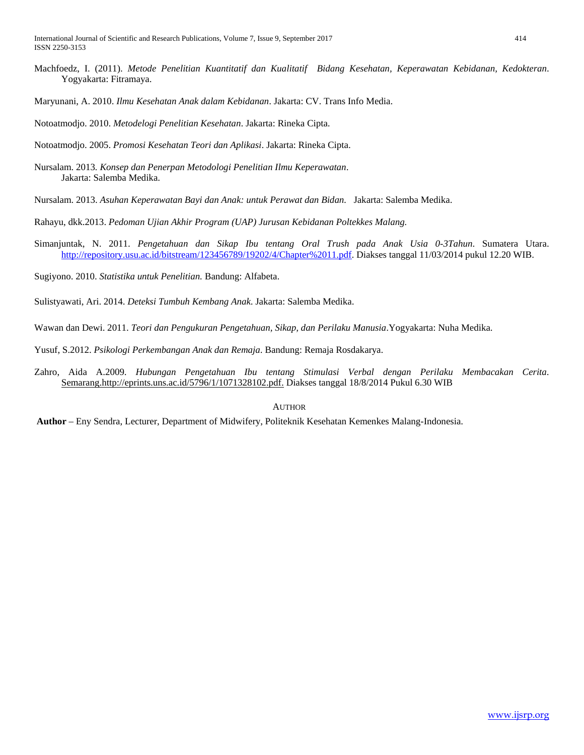Machfoedz, I. (2011). *Metode Penelitian Kuantitatif dan Kualitatif Bidang Kesehatan, Keperawatan Kebidanan, Kedokteran*. Yogyakarta: Fitramaya.

Maryunani, A. 2010. *Ilmu Kesehatan Anak dalam Kebidanan*. Jakarta: CV. Trans Info Media.

Notoatmodjo. 2010. *Metodelogi Penelitian Kesehatan*. Jakarta: Rineka Cipta.

Notoatmodjo. 2005. *Promosi Kesehatan Teori dan Aplikasi*. Jakarta: Rineka Cipta.

Nursalam. 2013. *Konsep dan Penerpan Metodologi Penelitian Ilmu Keperawatan*. Jakarta: Salemba Medika.

Nursalam. 2013. *Asuhan Keperawatan Bayi dan Anak: untuk Perawat dan Bidan*. Jakarta: Salemba Medika.

Rahayu, dkk.2013. *Pedoman Ujian Akhir Program (UAP) Jurusan Kebidanan Poltekkes Malang.*

Simanjuntak, N. 2011. *Pengetahuan dan Sikap Ibu tentang Oral Trush pada Anak Usia 0-3Tahun*. Sumatera Utara. http://repository.usu.ac.id/bitstream/123456789/19202/4/Chapter%2011.pdf. Diakses tanggal 11/03/2014 pukul 12.20 WIB.

Sugiyono. 2010. *Statistika untuk Penelitian.* Bandung: Alfabeta.

Sulistyawati, Ari. 2014. *Deteksi Tumbuh Kembang Anak*. Jakarta: Salemba Medika.

Wawan dan Dewi. 2011. *Teori dan Pengukuran Pengetahuan, Sikap, dan Perilaku Manusia*.Yogyakarta: Nuha Medika.

Yusuf, S.2012. *Psikologi Perkembangan Anak dan Remaja*. Bandung: Remaja Rosdakarya.

Zahro, Aida A.2009. *Hubungan Pengetahuan Ibu tentang Stimulasi Verbal dengan Perilaku Membacakan Cerita*. Semarang.http://eprints.uns.ac.id/5796/1/1071328102.pdf. Diakses tanggal 18/8/2014 Pukul 6.30 WIB

## AUTHOR

**Author** – Eny Sendra, Lecturer, Department of Midwifery, Politeknik Kesehatan Kemenkes Malang-Indonesia.